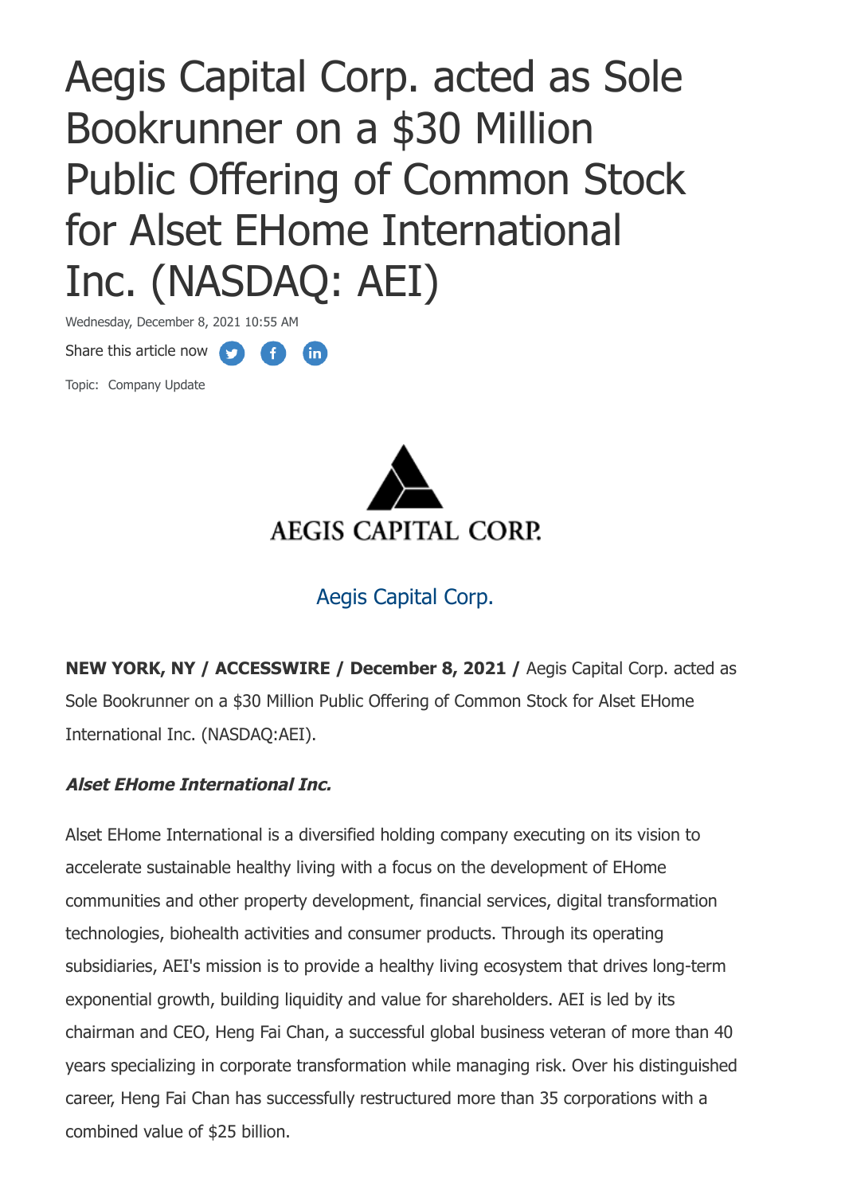# Aegis Capital Corp. acted as Sole Bookrunner on a $30 Million Public Offering of Common Stock for Alset EHome International Inc. (NASDAQ: AEI)

Wednesday, December 8, 2021 10:55 AM

Share this article now

Topic: Company Update

AEGIS CAPITAL CORP.

Aegis Capital Corp.

**NEW YORK, NY / ACCESSWIRE / December 8, 2021 /** Aegis Capital Corp. acted as Sole Bookrunner on a $30 Million Public Offering of Common Stock for Alset EHome International Inc. (NASDAQ:AEI).

***Alset EHome International Inc.***

Alset EHome International is a diversified holding company executing on its vision to accelerate sustainable healthy living with a focus on the development of EHome communities and other property development, financial services, digital transformation technologies, biohealth activities and consumer products. Through its operating subsidiaries, AEI's mission is to provide a healthy living ecosystem that drives long-term exponential growth, building liquidity and value for shareholders. AEI is led by its chairman and CEO, Heng Fai Chan, a successful global business veteran of more than 40 years specializing in corporate transformation while managing risk. Over his distinguished career, Heng Fai Chan has successfully restructured more than 35 corporations with a combined value of $25 billion.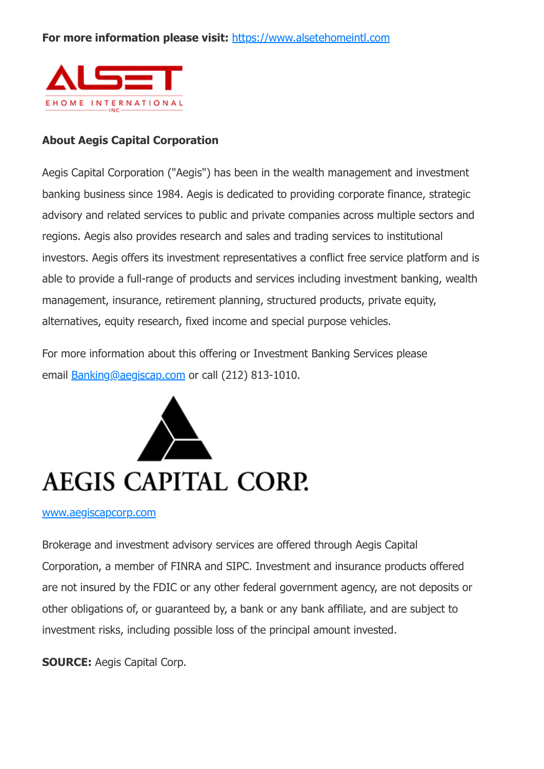**For more information please visit:** https://www.alsetehomeintl.com

### About Aegis Capital Corporation

Aegis Capital Corporation ("Aegis") has been in the wealth management and investment banking business since 1984. Aegis is dedicated to providing corporate finance, strategic advisory and related services to public and private companies across multiple sectors and regions. Aegis also provides research and sales and trading services to institutional investors. Aegis offers its investment representatives a conflict free service platform and is able to provide a full-range of products and services including investment banking, wealth management, insurance, retirement planning, structured products, private equity, alternatives, equity research, fixed income and special purpose vehicles.

For more information about this offering or Investment Banking Services please email Banking@aegiscap.com or call (212) 813-1010.

www.aegiscapcorp.com

Brokerage and investment advisory services are offered through Aegis Capital Corporation, a member of FINRA and SIPC. Investment and insurance products offered are not insured by the FDIC or any other federal government agency, are not deposits or other obligations of, or guaranteed by, a bank or any bank affiliate, and are subject to investment risks, including possible loss of the principal amount invested.

**SOURCE:** Aegis Capital Corp.